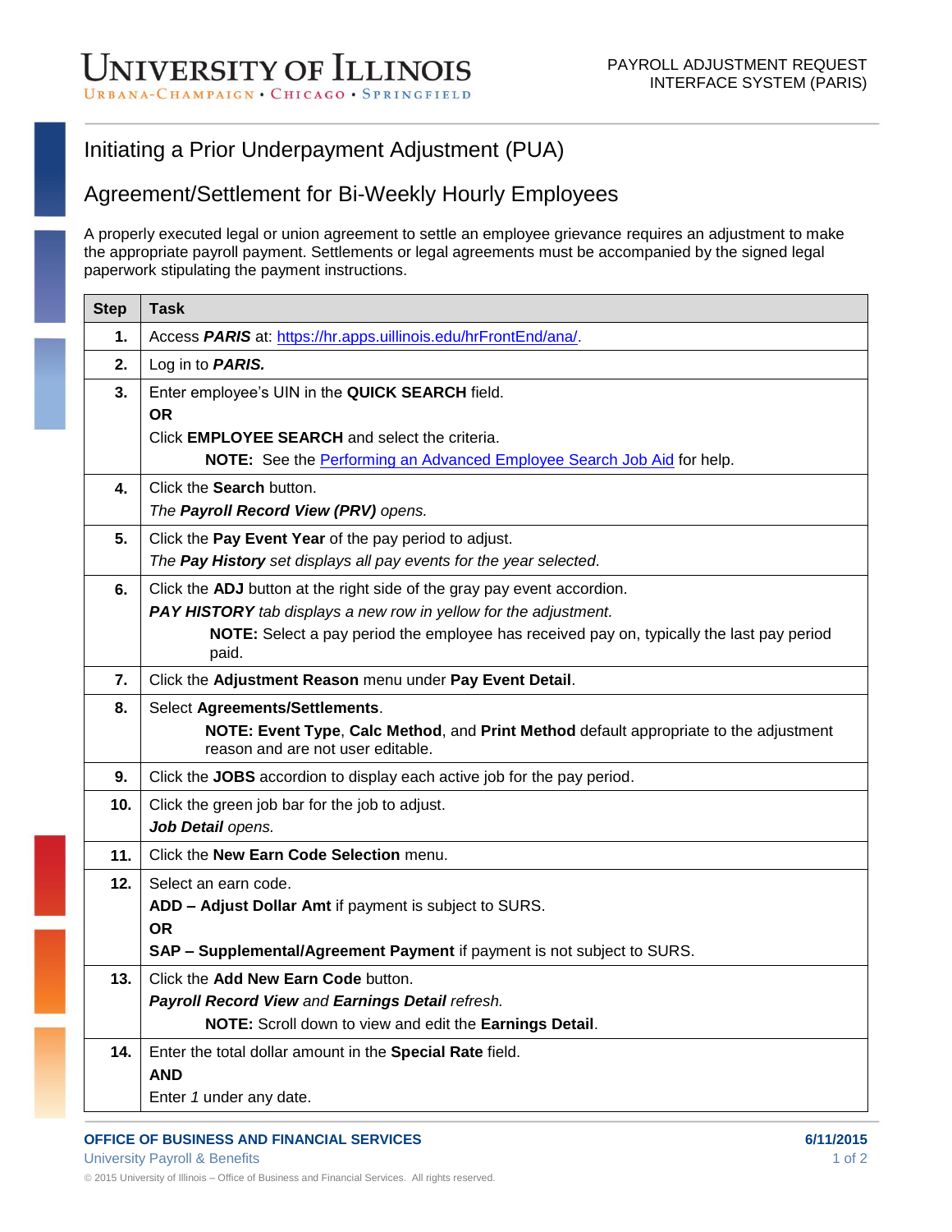# Initiating a Prior Underpayment Adjustment (PUA)

## Agreement/Settlement for Bi-Weekly Hourly Employees

A properly executed legal or union agreement to settle an employee grievance requires an adjustment to make the appropriate payroll payment. Settlements or legal agreements must be accompanied by the signed legal paperwork stipulating the payment instructions.

| Step | Task |
|---|---|
| **1.** | Access ***PARIS*** at: https://hr.apps.uillinois.edu/hrFrontEnd/ana/. |
| **2.** | Log in to ***PARIS.*** |
| **3.** | Enter employee's UIN in the **QUICK SEARCH** field. **OR** Click **EMPLOYEE SEARCH** and select the criteria. **NOTE:** See the Performing an Advanced Employee Search Job Aid for help. |
| **4.** | Click the **Search** button. *The **Payroll Record View (PRV)** opens.* |
| **5.** | Click the **Pay Event Year** of the pay period to adjust. *The **Pay History** set displays all pay events for the year selected.* |
| **6.** | Click the **ADJ** button at the right side of the gray pay event accordion. ***PAY HISTORY** tab displays a new row in yellow for the adjustment.* **NOTE:** Select a pay period the employee has received pay on, typically the last pay period paid. |
| **7.** | Click the **Adjustment Reason** menu under **Pay Event Detail**. |
| **8.** | Select **Agreements/Settlements**. **NOTE: Event Type**, **Calc Method**, and **Print Method** default appropriate to the adjustment reason and are not user editable. |
| **9.** | Click the **JOBS** accordion to display each active job for the pay period. |
| **10.** | Click the green job bar for the job to adjust. ***Job Detail** opens.* |
| **11.** | Click the **New Earn Code Selection** menu. |
| **12.** | Select an earn code. **ADD – Adjust Dollar Amt** if payment is subject to SURS. **OR** **SAP – Supplemental/Agreement Payment** if payment is not subject to SURS. |
| **13.** | Click the **Add New Earn Code** button. ***Payroll Record View** and **Earnings Detail** refresh.* **NOTE:** Scroll down to view and edit the **Earnings Detail**. |
| **14.** | Enter the total dollar amount in the **Special Rate** field. **AND** Enter *1* under any date. |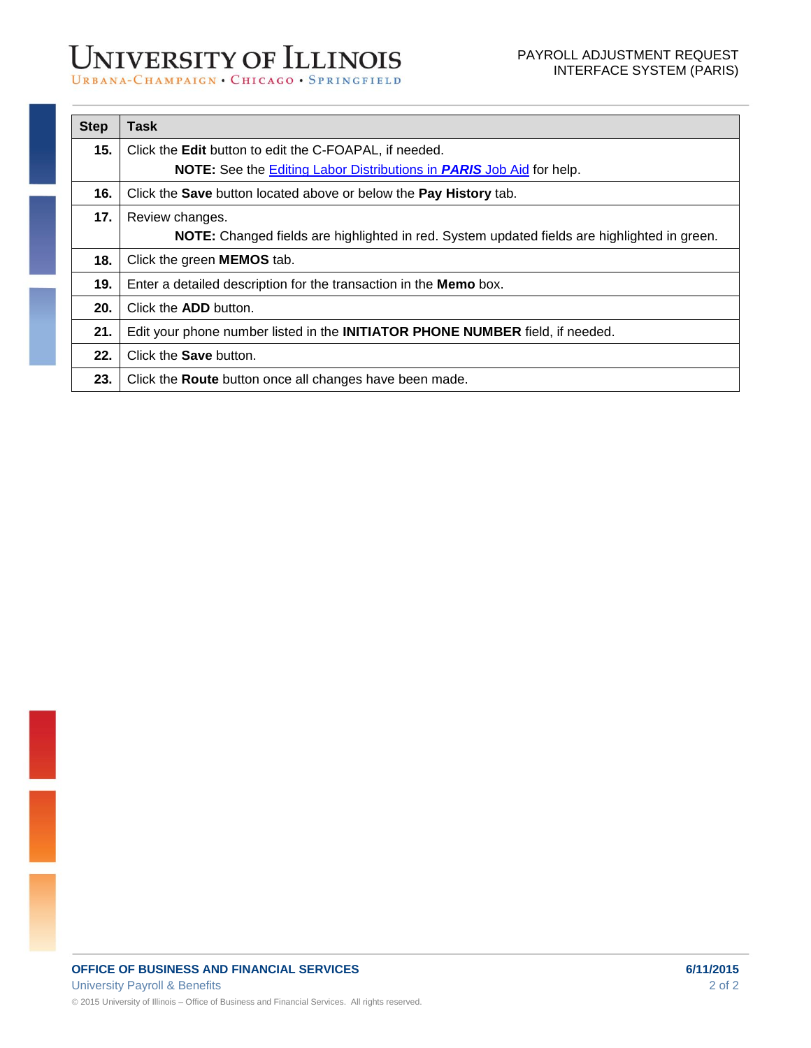| Step | Task |
|---|---|
| **15.** | Click the **Edit** button to edit the C-FOAPAL, if needed. **NOTE:** See the Editing Labor Distributions in ***PARIS*** Job Aid for help. |
| **16.** | Click the **Save** button located above or below the **Pay History** tab. |
| **17.** | Review changes. **NOTE:** Changed fields are highlighted in red. System updated fields are highlighted in green. |
| **18.** | Click the green **MEMOS** tab. |
| **19.** | Enter a detailed description for the transaction in the **Memo** box. |
| **20.** | Click the **ADD** button. |
| **21.** | Edit your phone number listed in the **INITIATOR PHONE NUMBER** field, if needed. |
| **22.** | Click the **Save** button. |
| **23.** | Click the **Route** button once all changes have been made. |